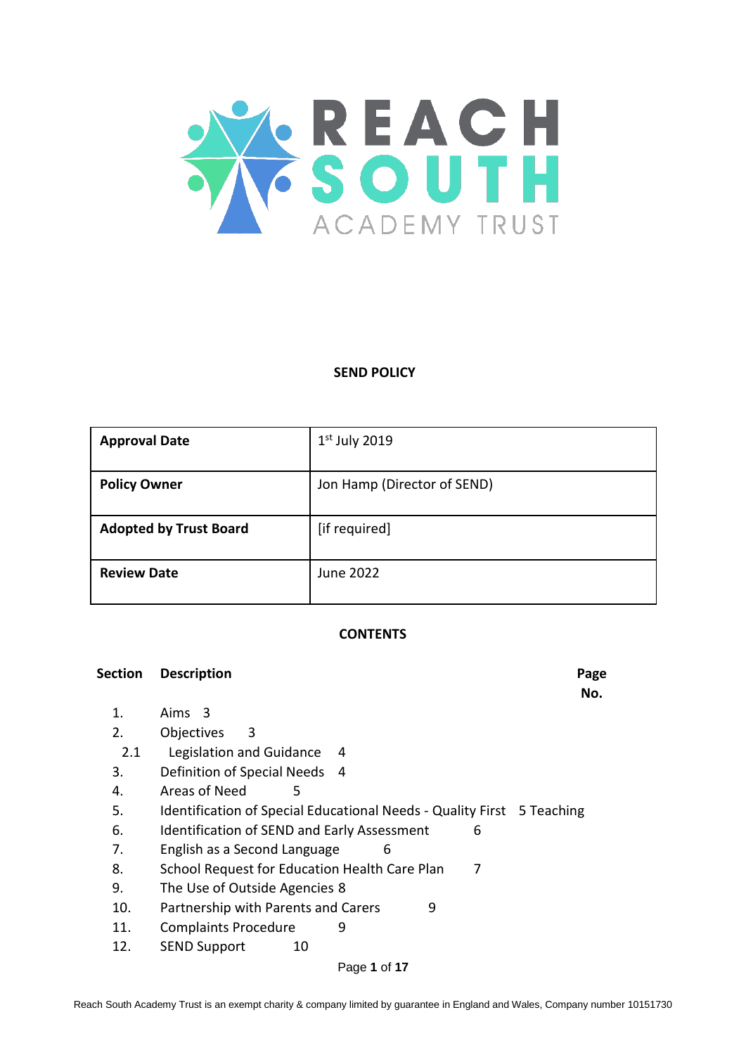REACH SOUTH ACADEMY TRUST

# SEND POLICY

| Approval Date | 1st July 2019 |
|---|---|
| **Policy Owner** | Jon Hamp (Director of SEND) |
| **Adopted by Trust Board** | [if required] |
| **Review Date** | June 2022 |

## CONTENTS

| Section | Description | Page No. |
|---|---|---|
| 1. | Aims | 3 |
| 2. | Objectives | 3 |
| 2.1 | Legislation and Guidance | 4 |
| 3. | Definition of Special Needs | 4 |
| 4. | Areas of Need | 5 |
| 5. | Identification of Special Educational Needs - Quality First Teaching | 5 |
| 6. | Identification of SEND and Early Assessment | 6 |
| 7. | English as a Second Language | 6 |
| 8. | School Request for Education Health Care Plan | 7 |
| 9. | The Use of Outside Agencies | 8 |
| 10. | Partnership with Parents and Carers | 9 |
| 11. | Complaints Procedure | 9 |
| 12. | SEND Support | 10 |

Reach South Academy Trust is an exempt charity & company limited by guarantee in England and Wales, Company number 10151730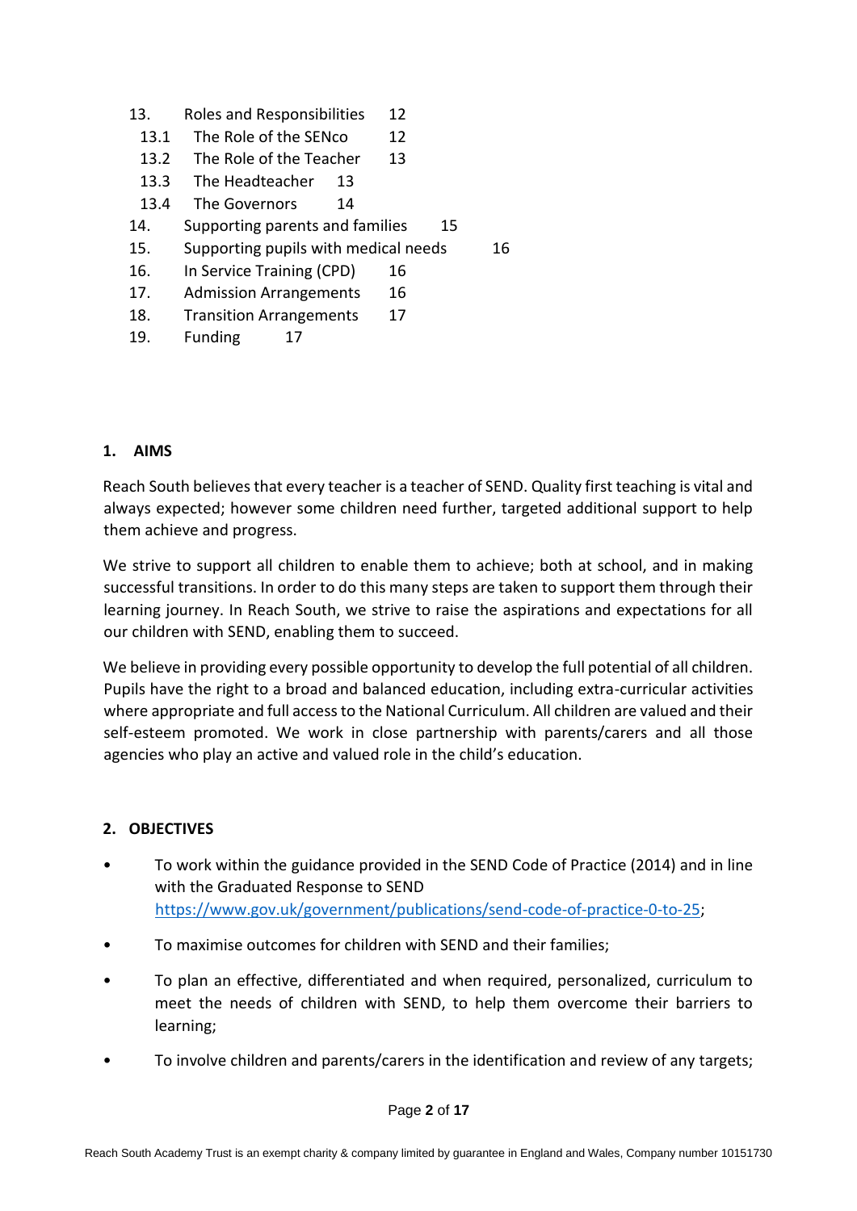13. Roles and Responsibilities 12
   13.1 The Role of the SENco 12
   13.2 The Role of the Teacher 13
   13.3 The Headteacher 13
   13.4 The Governors 14
14. Supporting parents and families 15
15. Supporting pupils with medical needs 16
16. In Service Training (CPD) 16
17. Admission Arrangements 16
18. Transition Arrangements 17
19. Funding 17

## 1. AIMS

Reach South believes that every teacher is a teacher of SEND. Quality first teaching is vital and always expected; however some children need further, targeted additional support to help them achieve and progress.

We strive to support all children to enable them to achieve; both at school, and in making successful transitions. In order to do this many steps are taken to support them through their learning journey. In Reach South, we strive to raise the aspirations and expectations for all our children with SEND, enabling them to succeed.

We believe in providing every possible opportunity to develop the full potential of all children. Pupils have the right to a broad and balanced education, including extra-curricular activities where appropriate and full access to the National Curriculum. All children are valued and their self-esteem promoted. We work in close partnership with parents/carers and all those agencies who play an active and valued role in the child's education.

## 2. OBJECTIVES

- To work within the guidance provided in the SEND Code of Practice (2014) and in line with the Graduated Response to SEND https://www.gov.uk/government/publications/send-code-of-practice-0-to-25;
- To maximise outcomes for children with SEND and their families;
- To plan an effective, differentiated and when required, personalized, curriculum to meet the needs of children with SEND, to help them overcome their barriers to learning;
- To involve children and parents/carers in the identification and review of any targets;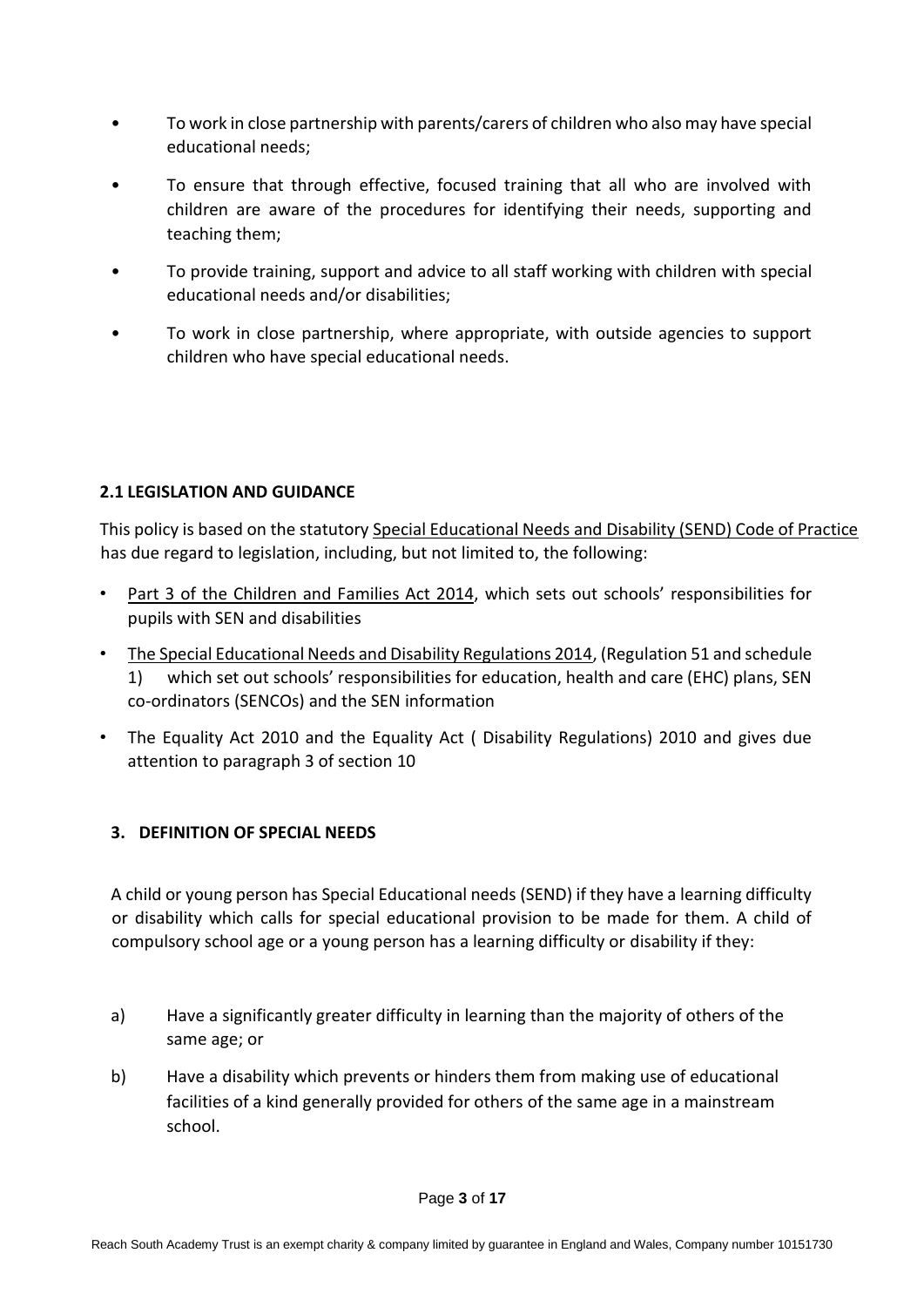- To work in close partnership with parents/carers of children who also may have special educational needs;
- To ensure that through effective, focused training that all who are involved with children are aware of the procedures for identifying their needs, supporting and teaching them;
- To provide training, support and advice to all staff working with children with special educational needs and/or disabilities;
- To work in close partnership, where appropriate, with outside agencies to support children who have special educational needs.

### 2.1 LEGISLATION AND GUIDANCE

This policy is based on the statutory Special Educational Needs and Disability (SEND) Code of Practice has due regard to legislation, including, but not limited to, the following:

- Part 3 of the Children and Families Act 2014, which sets out schools' responsibilities for pupils with SEN and disabilities
- The Special Educational Needs and Disability Regulations 2014, (Regulation 51 and schedule 1) which set out schools' responsibilities for education, health and care (EHC) plans, SEN co-ordinators (SENCOs) and the SEN information
- The Equality Act 2010 and the Equality Act ( Disability Regulations) 2010 and gives due attention to paragraph 3 of section 10

## 3. DEFINITION OF SPECIAL NEEDS

A child or young person has Special Educational needs (SEND) if they have a learning difficulty or disability which calls for special educational provision to be made for them. A child of compulsory school age or a young person has a learning difficulty or disability if they:

a) Have a significantly greater difficulty in learning than the majority of others of the same age; or

b) Have a disability which prevents or hinders them from making use of educational facilities of a kind generally provided for others of the same age in a mainstream school.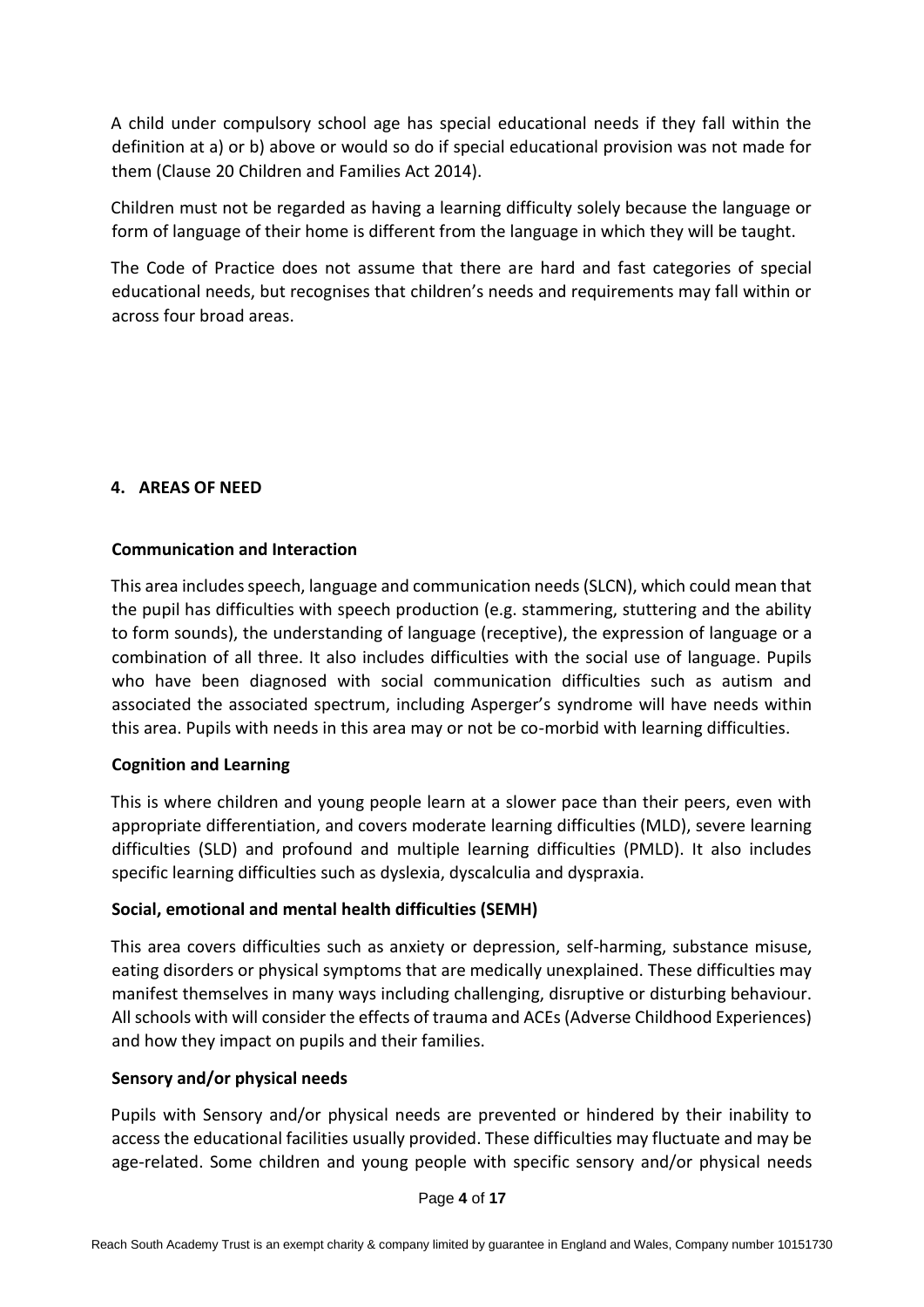A child under compulsory school age has special educational needs if they fall within the definition at a) or b) above or would so do if special educational provision was not made for them (Clause 20 Children and Families Act 2014).

Children must not be regarded as having a learning difficulty solely because the language or form of language of their home is different from the language in which they will be taught.

The Code of Practice does not assume that there are hard and fast categories of special educational needs, but recognises that children's needs and requirements may fall within or across four broad areas.

## 4. AREAS OF NEED

### Communication and Interaction

This area includes speech, language and communication needs (SLCN), which could mean that the pupil has difficulties with speech production (e.g. stammering, stuttering and the ability to form sounds), the understanding of language (receptive), the expression of language or a combination of all three. It also includes difficulties with the social use of language. Pupils who have been diagnosed with social communication difficulties such as autism and associated the associated spectrum, including Asperger's syndrome will have needs within this area. Pupils with needs in this area may or not be co-morbid with learning difficulties.

### Cognition and Learning

This is where children and young people learn at a slower pace than their peers, even with appropriate differentiation, and covers moderate learning difficulties (MLD), severe learning difficulties (SLD) and profound and multiple learning difficulties (PMLD). It also includes specific learning difficulties such as dyslexia, dyscalculia and dyspraxia.

### Social, emotional and mental health difficulties (SEMH)

This area covers difficulties such as anxiety or depression, self-harming, substance misuse, eating disorders or physical symptoms that are medically unexplained. These difficulties may manifest themselves in many ways including challenging, disruptive or disturbing behaviour. All schools with will consider the effects of trauma and ACEs (Adverse Childhood Experiences) and how they impact on pupils and their families.

### Sensory and/or physical needs

Pupils with Sensory and/or physical needs are prevented or hindered by their inability to access the educational facilities usually provided. These difficulties may fluctuate and may be age-related. Some children and young people with specific sensory and/or physical needs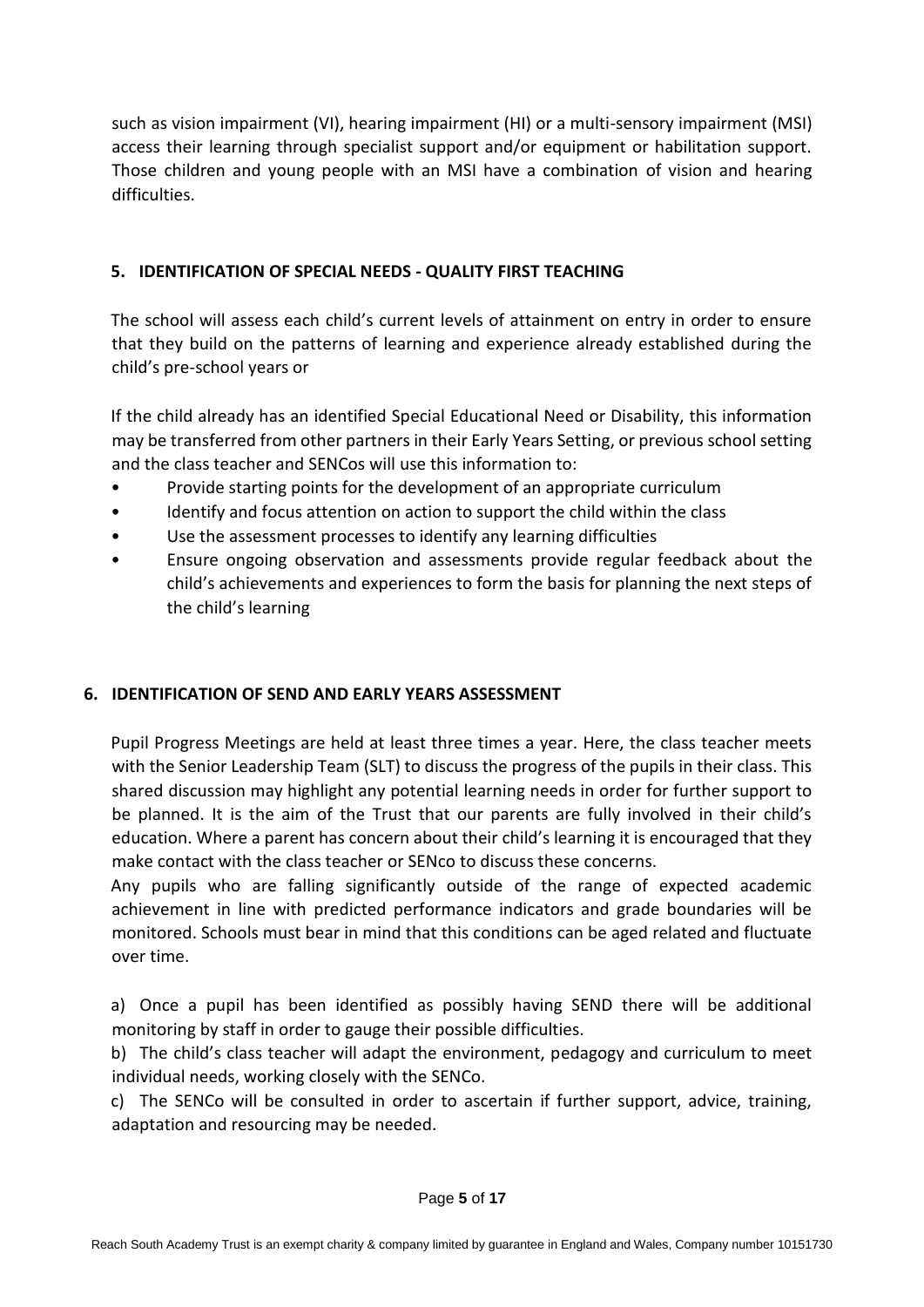such as vision impairment (VI), hearing impairment (HI) or a multi-sensory impairment (MSI) access their learning through specialist support and/or equipment or habilitation support. Those children and young people with an MSI have a combination of vision and hearing difficulties.

## 5. IDENTIFICATION OF SPECIAL NEEDS - QUALITY FIRST TEACHING

The school will assess each child's current levels of attainment on entry in order to ensure that they build on the patterns of learning and experience already established during the child's pre-school years or

If the child already has an identified Special Educational Need or Disability, this information may be transferred from other partners in their Early Years Setting, or previous school setting and the class teacher and SENCos will use this information to:

- Provide starting points for the development of an appropriate curriculum
- Identify and focus attention on action to support the child within the class
- Use the assessment processes to identify any learning difficulties
- Ensure ongoing observation and assessments provide regular feedback about the child's achievements and experiences to form the basis for planning the next steps of the child's learning

## 6. IDENTIFICATION OF SEND AND EARLY YEARS ASSESSMENT

Pupil Progress Meetings are held at least three times a year. Here, the class teacher meets with the Senior Leadership Team (SLT) to discuss the progress of the pupils in their class. This shared discussion may highlight any potential learning needs in order for further support to be planned. It is the aim of the Trust that our parents are fully involved in their child's education. Where a parent has concern about their child's learning it is encouraged that they make contact with the class teacher or SENco to discuss these concerns.

Any pupils who are falling significantly outside of the range of expected academic achievement in line with predicted performance indicators and grade boundaries will be monitored. Schools must bear in mind that this conditions can be aged related and fluctuate over time.

a) Once a pupil has been identified as possibly having SEND there will be additional monitoring by staff in order to gauge their possible difficulties.

b) The child's class teacher will adapt the environment, pedagogy and curriculum to meet individual needs, working closely with the SENCo.

c) The SENCo will be consulted in order to ascertain if further support, advice, training, adaptation and resourcing may be needed.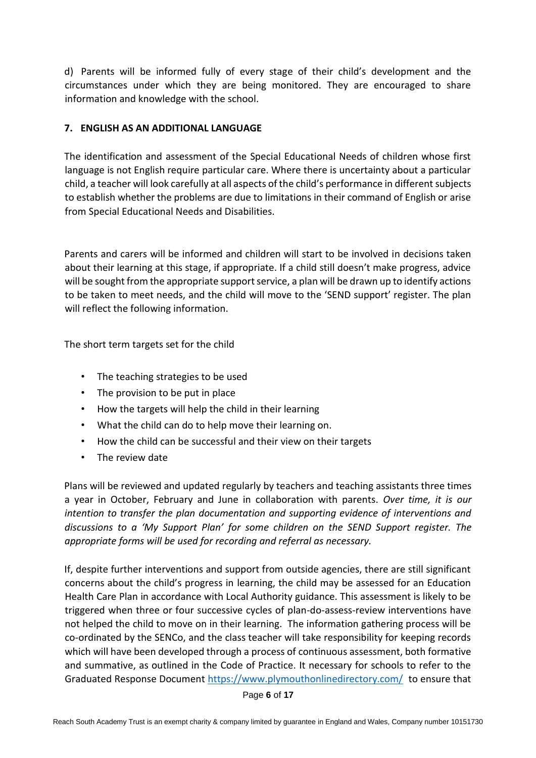d) Parents will be informed fully of every stage of their child's development and the circumstances under which they are being monitored. They are encouraged to share information and knowledge with the school.

## 7. ENGLISH AS AN ADDITIONAL LANGUAGE

The identification and assessment of the Special Educational Needs of children whose first language is not English require particular care. Where there is uncertainty about a particular child, a teacher will look carefully at all aspects of the child's performance in different subjects to establish whether the problems are due to limitations in their command of English or arise from Special Educational Needs and Disabilities.

Parents and carers will be informed and children will start to be involved in decisions taken about their learning at this stage, if appropriate. If a child still doesn't make progress, advice will be sought from the appropriate support service, a plan will be drawn up to identify actions to be taken to meet needs, and the child will move to the 'SEND support' register. The plan will reflect the following information.

The short term targets set for the child

- The teaching strategies to be used
- The provision to be put in place
- How the targets will help the child in their learning
- What the child can do to help move their learning on.
- How the child can be successful and their view on their targets
- The review date

Plans will be reviewed and updated regularly by teachers and teaching assistants three times a year in October, February and June in collaboration with parents. *Over time, it is our intention to transfer the plan documentation and supporting evidence of interventions and discussions to a 'My Support Plan' for some children on the SEND Support register. The appropriate forms will be used for recording and referral as necessary.*

If, despite further interventions and support from outside agencies, there are still significant concerns about the child's progress in learning, the child may be assessed for an Education Health Care Plan in accordance with Local Authority guidance. This assessment is likely to be triggered when three or four successive cycles of plan-do-assess-review interventions have not helped the child to move on in their learning. The information gathering process will be co-ordinated by the SENCo, and the class teacher will take responsibility for keeping records which will have been developed through a process of continuous assessment, both formative and summative, as outlined in the Code of Practice. It necessary for schools to refer to the Graduated Response Document https://www.plymouthonlinedirectory.com/ to ensure that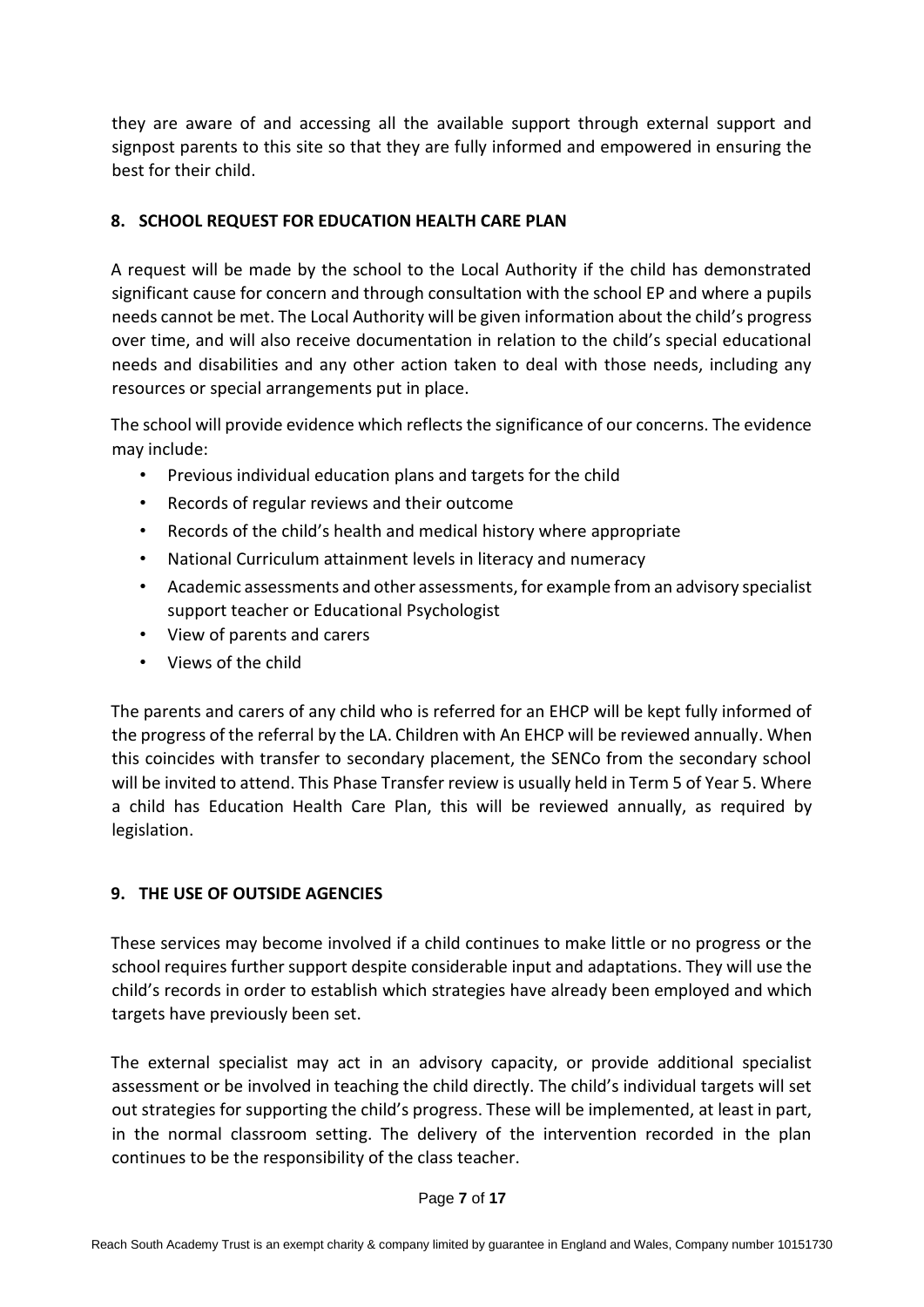they are aware of and accessing all the available support through external support and signpost parents to this site so that they are fully informed and empowered in ensuring the best for their child.

## 8. SCHOOL REQUEST FOR EDUCATION HEALTH CARE PLAN

A request will be made by the school to the Local Authority if the child has demonstrated significant cause for concern and through consultation with the school EP and where a pupils needs cannot be met. The Local Authority will be given information about the child's progress over time, and will also receive documentation in relation to the child's special educational needs and disabilities and any other action taken to deal with those needs, including any resources or special arrangements put in place.

The school will provide evidence which reflects the significance of our concerns. The evidence may include:

- Previous individual education plans and targets for the child
- Records of regular reviews and their outcome
- Records of the child's health and medical history where appropriate
- National Curriculum attainment levels in literacy and numeracy
- Academic assessments and other assessments, for example from an advisory specialist support teacher or Educational Psychologist
- View of parents and carers
- Views of the child

The parents and carers of any child who is referred for an EHCP will be kept fully informed of the progress of the referral by the LA. Children with An EHCP will be reviewed annually. When this coincides with transfer to secondary placement, the SENCo from the secondary school will be invited to attend. This Phase Transfer review is usually held in Term 5 of Year 5. Where a child has Education Health Care Plan, this will be reviewed annually, as required by legislation.

## 9. THE USE OF OUTSIDE AGENCIES

These services may become involved if a child continues to make little or no progress or the school requires further support despite considerable input and adaptations. They will use the child's records in order to establish which strategies have already been employed and which targets have previously been set.

The external specialist may act in an advisory capacity, or provide additional specialist assessment or be involved in teaching the child directly. The child's individual targets will set out strategies for supporting the child's progress. These will be implemented, at least in part, in the normal classroom setting. The delivery of the intervention recorded in the plan continues to be the responsibility of the class teacher.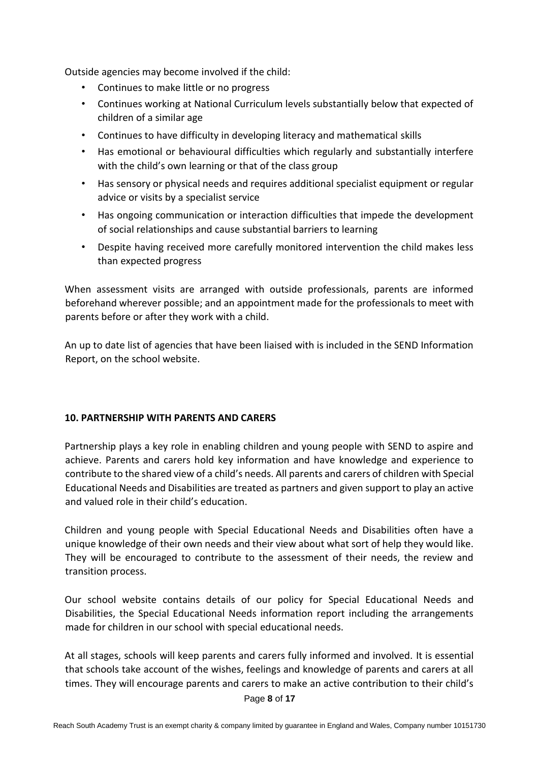Outside agencies may become involved if the child:

- Continues to make little or no progress
- Continues working at National Curriculum levels substantially below that expected of children of a similar age
- Continues to have difficulty in developing literacy and mathematical skills
- Has emotional or behavioural difficulties which regularly and substantially interfere with the child's own learning or that of the class group
- Has sensory or physical needs and requires additional specialist equipment or regular advice or visits by a specialist service
- Has ongoing communication or interaction difficulties that impede the development of social relationships and cause substantial barriers to learning
- Despite having received more carefully monitored intervention the child makes less than expected progress

When assessment visits are arranged with outside professionals, parents are informed beforehand wherever possible; and an appointment made for the professionals to meet with parents before or after they work with a child.

An up to date list of agencies that have been liaised with is included in the SEND Information Report, on the school website.

## 10. PARTNERSHIP WITH PARENTS AND CARERS

Partnership plays a key role in enabling children and young people with SEND to aspire and achieve. Parents and carers hold key information and have knowledge and experience to contribute to the shared view of a child's needs. All parents and carers of children with Special Educational Needs and Disabilities are treated as partners and given support to play an active and valued role in their child's education.

Children and young people with Special Educational Needs and Disabilities often have a unique knowledge of their own needs and their view about what sort of help they would like. They will be encouraged to contribute to the assessment of their needs, the review and transition process.

Our school website contains details of our policy for Special Educational Needs and Disabilities, the Special Educational Needs information report including the arrangements made for children in our school with special educational needs.

At all stages, schools will keep parents and carers fully informed and involved. It is essential that schools take account of the wishes, feelings and knowledge of parents and carers at all times. They will encourage parents and carers to make an active contribution to their child's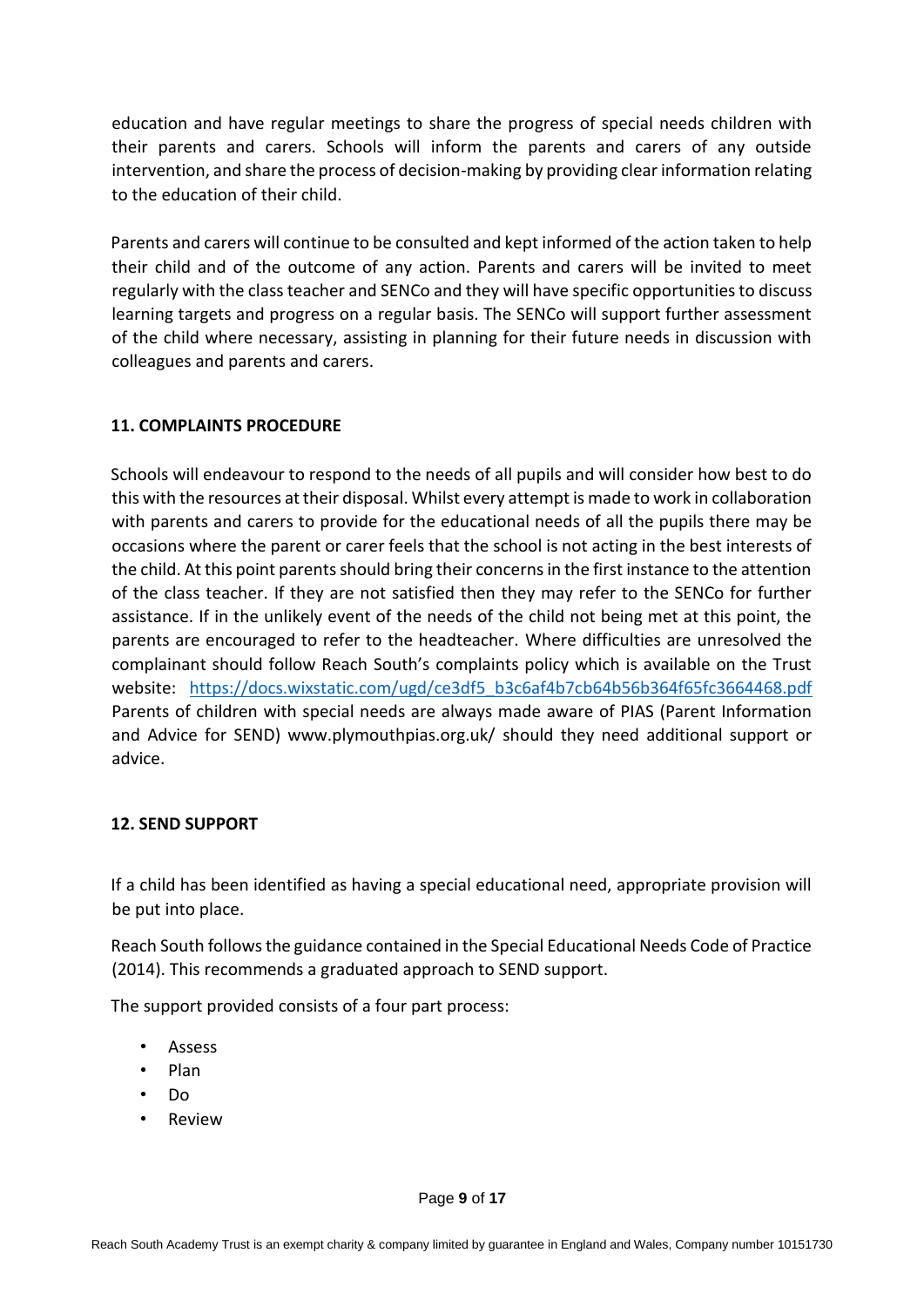education and have regular meetings to share the progress of special needs children with their parents and carers. Schools will inform the parents and carers of any outside intervention, and share the process of decision-making by providing clear information relating to the education of their child.

Parents and carers will continue to be consulted and kept informed of the action taken to help their child and of the outcome of any action. Parents and carers will be invited to meet regularly with the class teacher and SENCo and they will have specific opportunities to discuss learning targets and progress on a regular basis. The SENCo will support further assessment of the child where necessary, assisting in planning for their future needs in discussion with colleagues and parents and carers.

**11. COMPLAINTS PROCEDURE**

Schools will endeavour to respond to the needs of all pupils and will consider how best to do this with the resources at their disposal. Whilst every attempt is made to work in collaboration with parents and carers to provide for the educational needs of all the pupils there may be occasions where the parent or carer feels that the school is not acting in the best interests of the child. At this point parents should bring their concerns in the first instance to the attention of the class teacher. If they are not satisfied then they may refer to the SENCo for further assistance. If in the unlikely event of the needs of the child not being met at this point, the parents are encouraged to refer to the headteacher. Where difficulties are unresolved the complainant should follow Reach South's complaints policy which is available on the Trust website: [https://docs.wixstatic.com/ugd/ce3df5_b3c6af4b7cb64b56b364f65fc3664468.pdf](https://docs.wixstatic.com/ugd/ce3df5_b3c6af4b7cb64b56b364f65fc3664468.pdf) Parents of children with special needs are always made aware of PIAS (Parent Information and Advice for SEND) www.plymouthpias.org.uk/ should they need additional support or advice.

**12. SEND SUPPORT**

If a child has been identified as having a special educational need, appropriate provision will be put into place.

Reach South follows the guidance contained in the Special Educational Needs Code of Practice (2014). This recommends a graduated approach to SEND support.

The support provided consists of a four part process:

- Assess
- Plan
- Do
- Review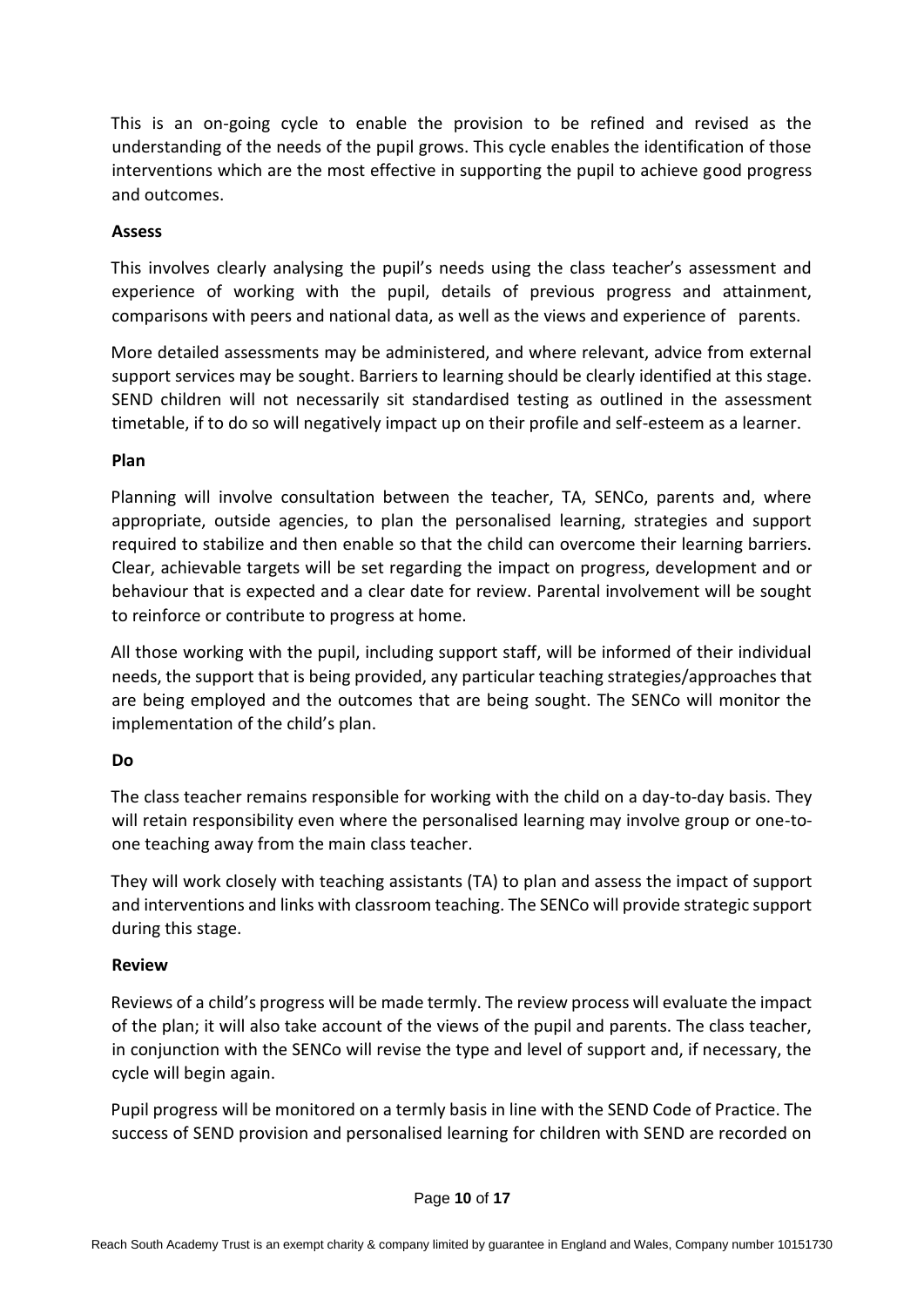This is an on-going cycle to enable the provision to be refined and revised as the understanding of the needs of the pupil grows. This cycle enables the identification of those interventions which are the most effective in supporting the pupil to achieve good progress and outcomes.

**Assess**

This involves clearly analysing the pupil's needs using the class teacher's assessment and experience of working with the pupil, details of previous progress and attainment, comparisons with peers and national data, as well as the views and experience of parents.

More detailed assessments may be administered, and where relevant, advice from external support services may be sought. Barriers to learning should be clearly identified at this stage. SEND children will not necessarily sit standardised testing as outlined in the assessment timetable, if to do so will negatively impact up on their profile and self-esteem as a learner.

**Plan**

Planning will involve consultation between the teacher, TA, SENCo, parents and, where appropriate, outside agencies, to plan the personalised learning, strategies and support required to stabilize and then enable so that the child can overcome their learning barriers. Clear, achievable targets will be set regarding the impact on progress, development and or behaviour that is expected and a clear date for review. Parental involvement will be sought to reinforce or contribute to progress at home.

All those working with the pupil, including support staff, will be informed of their individual needs, the support that is being provided, any particular teaching strategies/approaches that are being employed and the outcomes that are being sought. The SENCo will monitor the implementation of the child's plan.

**Do**

The class teacher remains responsible for working with the child on a day-to-day basis. They will retain responsibility even where the personalised learning may involve group or one-to-one teaching away from the main class teacher.

They will work closely with teaching assistants (TA) to plan and assess the impact of support and interventions and links with classroom teaching. The SENCo will provide strategic support during this stage.

**Review**

Reviews of a child's progress will be made termly. The review process will evaluate the impact of the plan; it will also take account of the views of the pupil and parents. The class teacher, in conjunction with the SENCo will revise the type and level of support and, if necessary, the cycle will begin again.

Pupil progress will be monitored on a termly basis in line with the SEND Code of Practice. The success of SEND provision and personalised learning for children with SEND are recorded on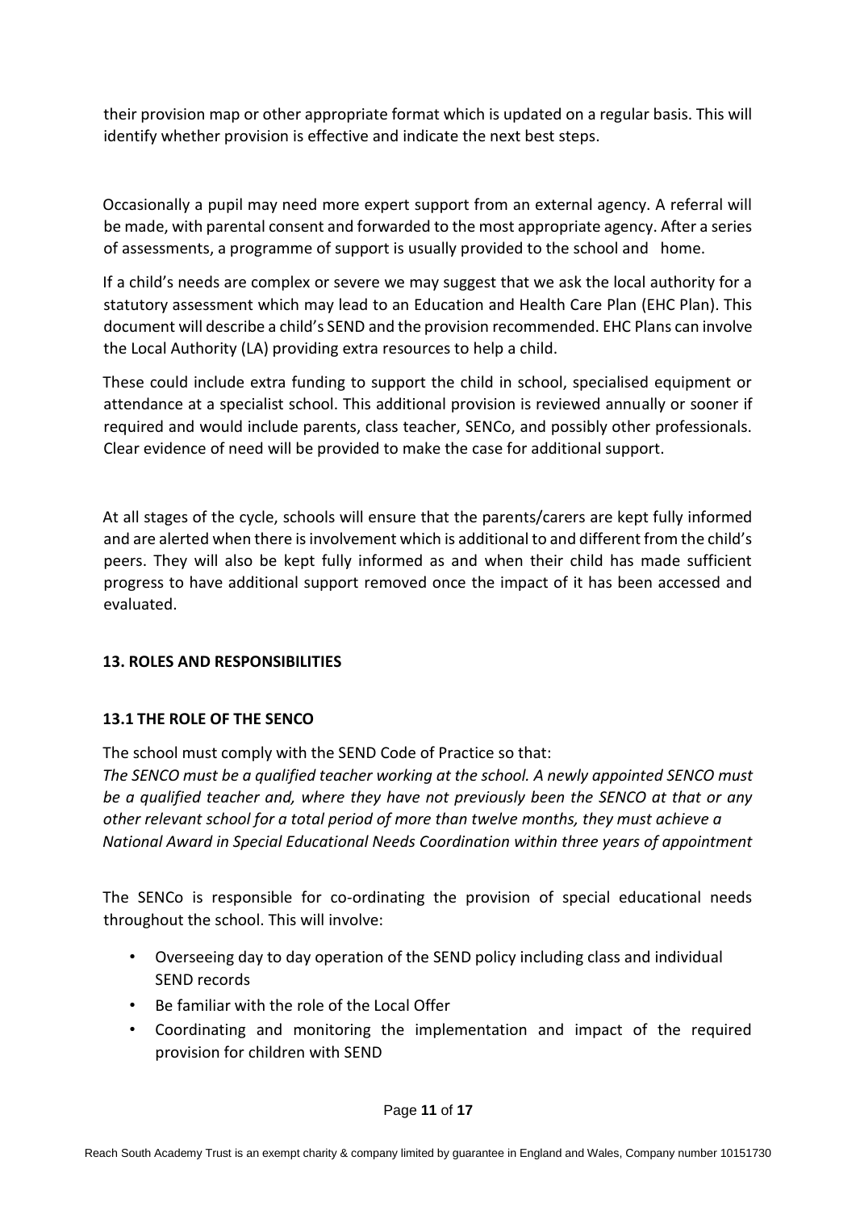their provision map or other appropriate format which is updated on a regular basis. This will identify whether provision is effective and indicate the next best steps.

Occasionally a pupil may need more expert support from an external agency. A referral will be made, with parental consent and forwarded to the most appropriate agency. After a series of assessments, a programme of support is usually provided to the school and home.

If a child's needs are complex or severe we may suggest that we ask the local authority for a statutory assessment which may lead to an Education and Health Care Plan (EHC Plan). This document will describe a child's SEND and the provision recommended. EHC Plans can involve the Local Authority (LA) providing extra resources to help a child.

These could include extra funding to support the child in school, specialised equipment or attendance at a specialist school. This additional provision is reviewed annually or sooner if required and would include parents, class teacher, SENCo, and possibly other professionals. Clear evidence of need will be provided to make the case for additional support.

At all stages of the cycle, schools will ensure that the parents/carers are kept fully informed and are alerted when there is involvement which is additional to and different from the child's peers. They will also be kept fully informed as and when their child has made sufficient progress to have additional support removed once the impact of it has been accessed and evaluated.

## 13. ROLES AND RESPONSIBILITIES

### 13.1 THE ROLE OF THE SENCO

The school must comply with the SEND Code of Practice so that:
*The SENCO must be a qualified teacher working at the school. A newly appointed SENCO must be a qualified teacher and, where they have not previously been the SENCO at that or any other relevant school for a total period of more than twelve months, they must achieve a National Award in Special Educational Needs Coordination within three years of appointment*

The SENCo is responsible for co-ordinating the provision of special educational needs throughout the school. This will involve:

- Overseeing day to day operation of the SEND policy including class and individual SEND records
- Be familiar with the role of the Local Offer
- Coordinating and monitoring the implementation and impact of the required provision for children with SEND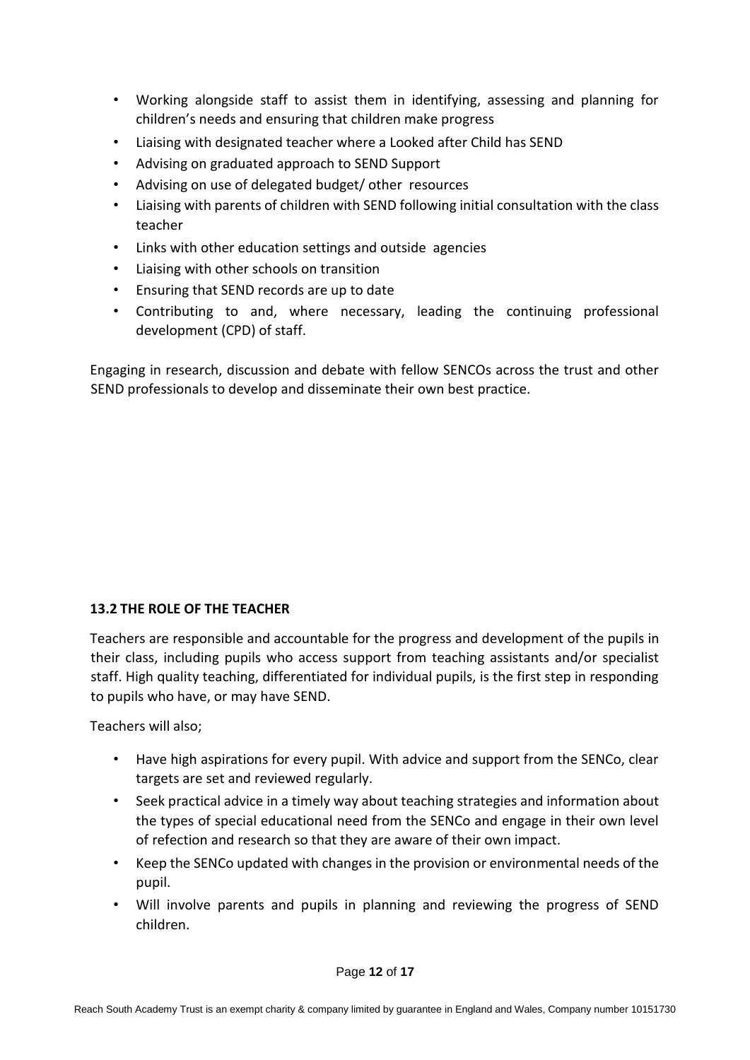- Working alongside staff to assist them in identifying, assessing and planning for children's needs and ensuring that children make progress
- Liaising with designated teacher where a Looked after Child has SEND
- Advising on graduated approach to SEND Support
- Advising on use of delegated budget/ other resources
- Liaising with parents of children with SEND following initial consultation with the class teacher
- Links with other education settings and outside agencies
- Liaising with other schools on transition
- Ensuring that SEND records are up to date
- Contributing to and, where necessary, leading the continuing professional development (CPD) of staff.

Engaging in research, discussion and debate with fellow SENCOs across the trust and other SEND professionals to develop and disseminate their own best practice.

### 13.2 THE ROLE OF THE TEACHER

Teachers are responsible and accountable for the progress and development of the pupils in their class, including pupils who access support from teaching assistants and/or specialist staff. High quality teaching, differentiated for individual pupils, is the first step in responding to pupils who have, or may have SEND.

Teachers will also;

- Have high aspirations for every pupil. With advice and support from the SENCo, clear targets are set and reviewed regularly.
- Seek practical advice in a timely way about teaching strategies and information about the types of special educational need from the SENCo and engage in their own level of refection and research so that they are aware of their own impact.
- Keep the SENCo updated with changes in the provision or environmental needs of the pupil.
- Will involve parents and pupils in planning and reviewing the progress of SEND children.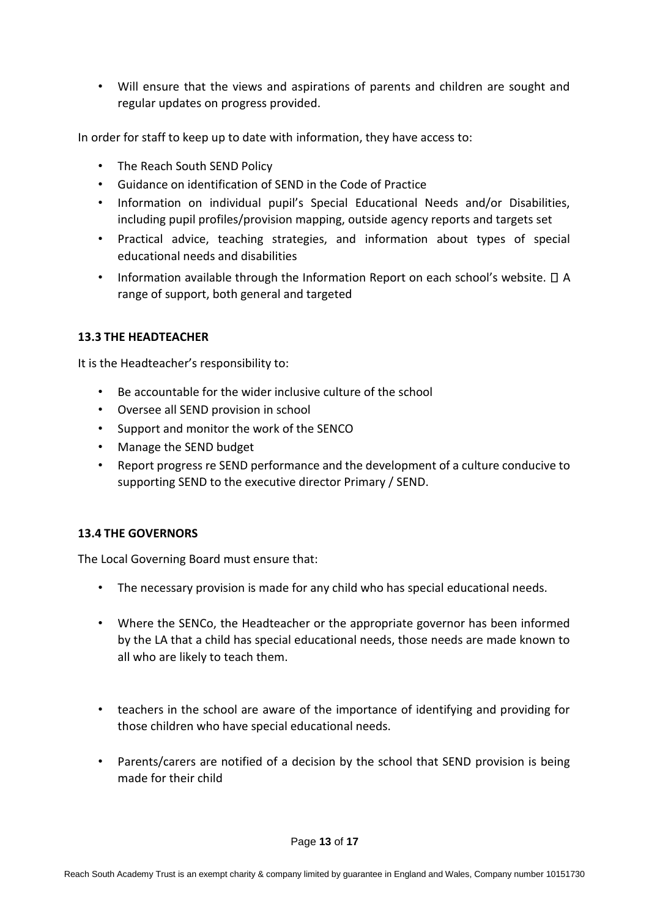- Will ensure that the views and aspirations of parents and children are sought and regular updates on progress provided.

In order for staff to keep up to date with information, they have access to:

- The Reach South SEND Policy
- Guidance on identification of SEND in the Code of Practice
- Information on individual pupil's Special Educational Needs and/or Disabilities, including pupil profiles/provision mapping, outside agency reports and targets set
- Practical advice, teaching strategies, and information about types of special educational needs and disabilities
- Information available through the Information Report on each school's website.  A range of support, both general and targeted

**13.3 THE HEADTEACHER**

It is the Headteacher's responsibility to:

- Be accountable for the wider inclusive culture of the school
- Oversee all SEND provision in school
- Support and monitor the work of the SENCO
- Manage the SEND budget
- Report progress re SEND performance and the development of a culture conducive to supporting SEND to the executive director Primary / SEND.

**13.4 THE GOVERNORS**

The Local Governing Board must ensure that:

- The necessary provision is made for any child who has special educational needs.
- Where the SENCo, the Headteacher or the appropriate governor has been informed by the LA that a child has special educational needs, those needs are made known to all who are likely to teach them.
- teachers in the school are aware of the importance of identifying and providing for those children who have special educational needs.
- Parents/carers are notified of a decision by the school that SEND provision is being made for their child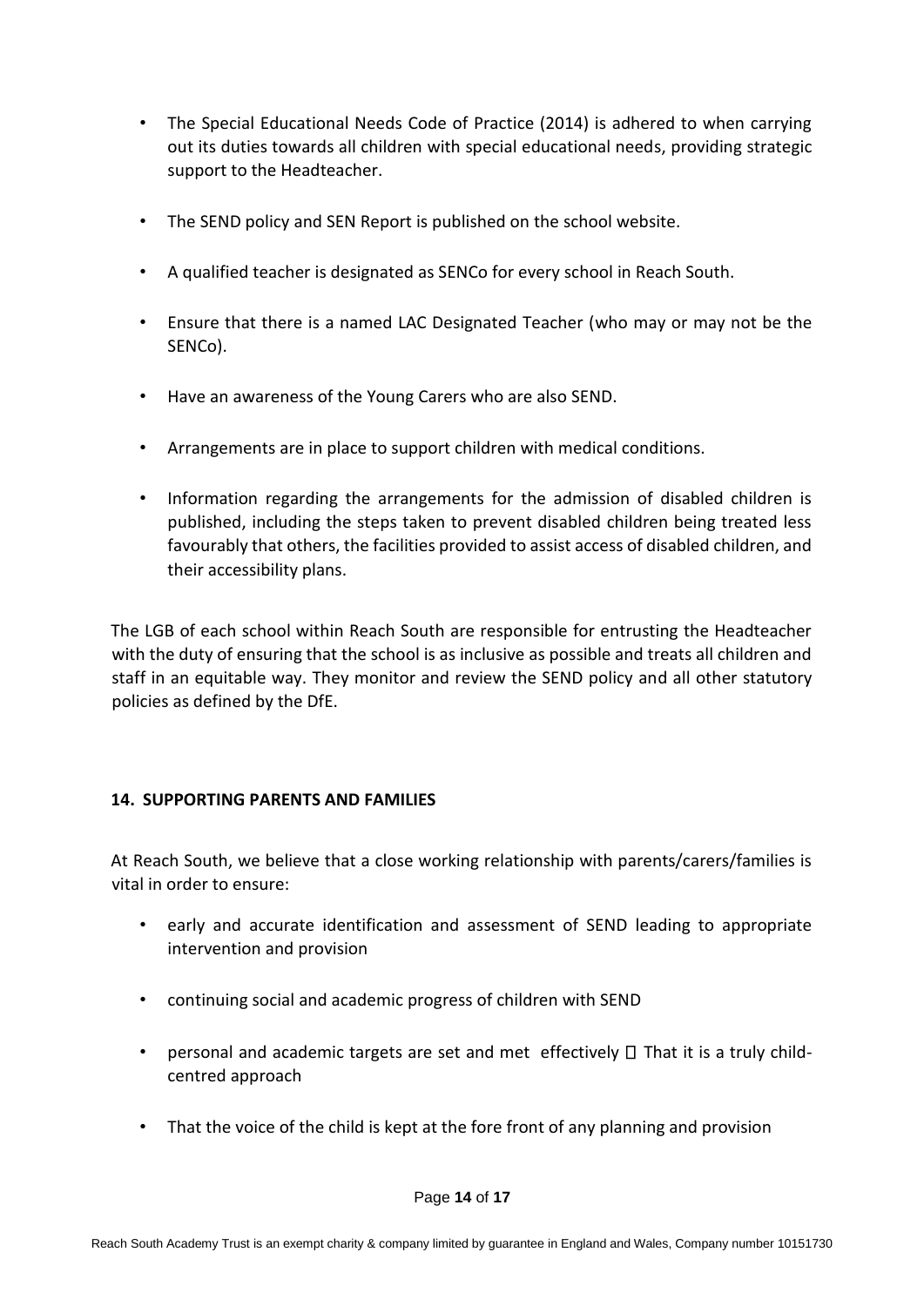- The Special Educational Needs Code of Practice (2014) is adhered to when carrying out its duties towards all children with special educational needs, providing strategic support to the Headteacher.
- The SEND policy and SEN Report is published on the school website.
- A qualified teacher is designated as SENCo for every school in Reach South.
- Ensure that there is a named LAC Designated Teacher (who may or may not be the SENCo).
- Have an awareness of the Young Carers who are also SEND.
- Arrangements are in place to support children with medical conditions.
- Information regarding the arrangements for the admission of disabled children is published, including the steps taken to prevent disabled children being treated less favourably that others, the facilities provided to assist access of disabled children, and their accessibility plans.

The LGB of each school within Reach South are responsible for entrusting the Headteacher with the duty of ensuring that the school is as inclusive as possible and treats all children and staff in an equitable way. They monitor and review the SEND policy and all other statutory policies as defined by the DfE.

**14. SUPPORTING PARENTS AND FAMILIES**

At Reach South, we believe that a close working relationship with parents/carers/families is vital in order to ensure:

- early and accurate identification and assessment of SEND leading to appropriate intervention and provision
- continuing social and academic progress of children with SEND
- personal and academic targets are set and met effectively  That it is a truly child-centred approach
- That the voice of the child is kept at the fore front of any planning and provision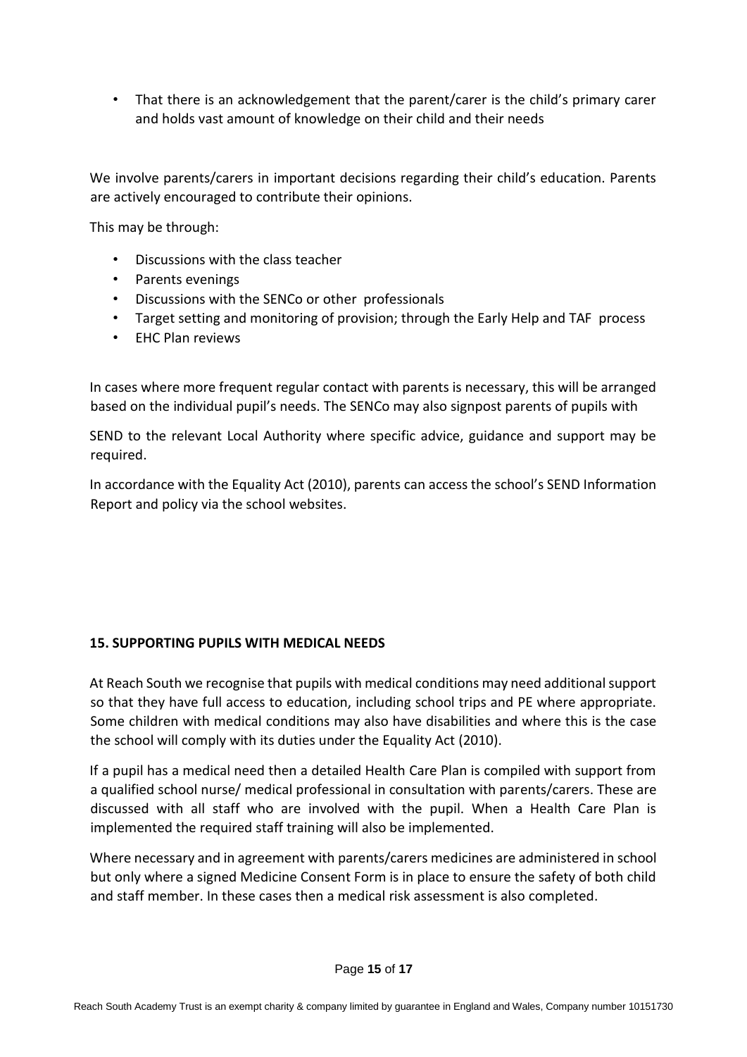- That there is an acknowledgement that the parent/carer is the child's primary carer and holds vast amount of knowledge on their child and their needs

We involve parents/carers in important decisions regarding their child's education. Parents are actively encouraged to contribute their opinions.

This may be through:

- Discussions with the class teacher
- Parents evenings
- Discussions with the SENCo or other professionals
- Target setting and monitoring of provision; through the Early Help and TAF process
- EHC Plan reviews

In cases where more frequent regular contact with parents is necessary, this will be arranged based on the individual pupil's needs. The SENCo may also signpost parents of pupils with SEND to the relevant Local Authority where specific advice, guidance and support may be required.

In accordance with the Equality Act (2010), parents can access the school's SEND Information Report and policy via the school websites.

## 15. SUPPORTING PUPILS WITH MEDICAL NEEDS

At Reach South we recognise that pupils with medical conditions may need additional support so that they have full access to education, including school trips and PE where appropriate. Some children with medical conditions may also have disabilities and where this is the case the school will comply with its duties under the Equality Act (2010).

If a pupil has a medical need then a detailed Health Care Plan is compiled with support from a qualified school nurse/ medical professional in consultation with parents/carers. These are discussed with all staff who are involved with the pupil. When a Health Care Plan is implemented the required staff training will also be implemented.

Where necessary and in agreement with parents/carers medicines are administered in school but only where a signed Medicine Consent Form is in place to ensure the safety of both child and staff member. In these cases then a medical risk assessment is also completed.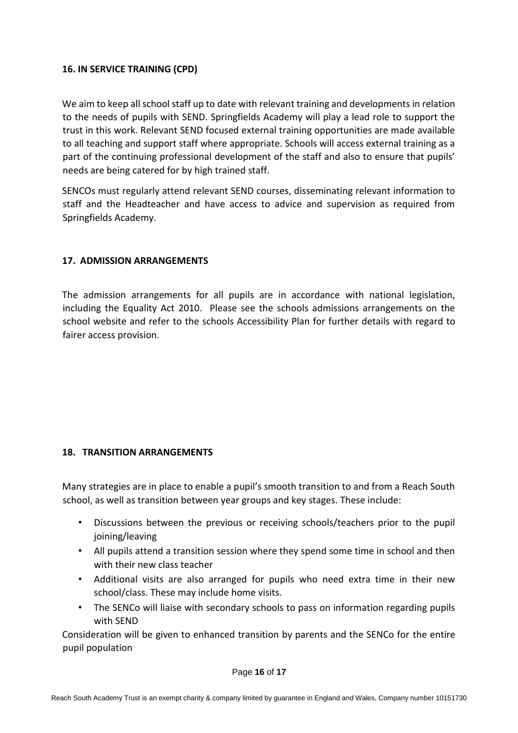**16. IN SERVICE TRAINING (CPD)**

We aim to keep all school staff up to date with relevant training and developments in relation to the needs of pupils with SEND. Springfields Academy will play a lead role to support the trust in this work. Relevant SEND focused external training opportunities are made available to all teaching and support staff where appropriate. Schools will access external training as a part of the continuing professional development of the staff and also to ensure that pupils' needs are being catered for by high trained staff.

SENCOs must regularly attend relevant SEND courses, disseminating relevant information to staff and the Headteacher and have access to advice and supervision as required from Springfields Academy.

**17. ADMISSION ARRANGEMENTS**

The admission arrangements for all pupils are in accordance with national legislation, including the Equality Act 2010. Please see the schools admissions arrangements on the school website and refer to the schools Accessibility Plan for further details with regard to fairer access provision.

**18. TRANSITION ARRANGEMENTS**

Many strategies are in place to enable a pupil's smooth transition to and from a Reach South school, as well as transition between year groups and key stages. These include:

- Discussions between the previous or receiving schools/teachers prior to the pupil joining/leaving
- All pupils attend a transition session where they spend some time in school and then with their new class teacher
- Additional visits are also arranged for pupils who need extra time in their new school/class. These may include home visits.
- The SENCo will liaise with secondary schools to pass on information regarding pupils with SEND

Consideration will be given to enhanced transition by parents and the SENCo for the entire pupil population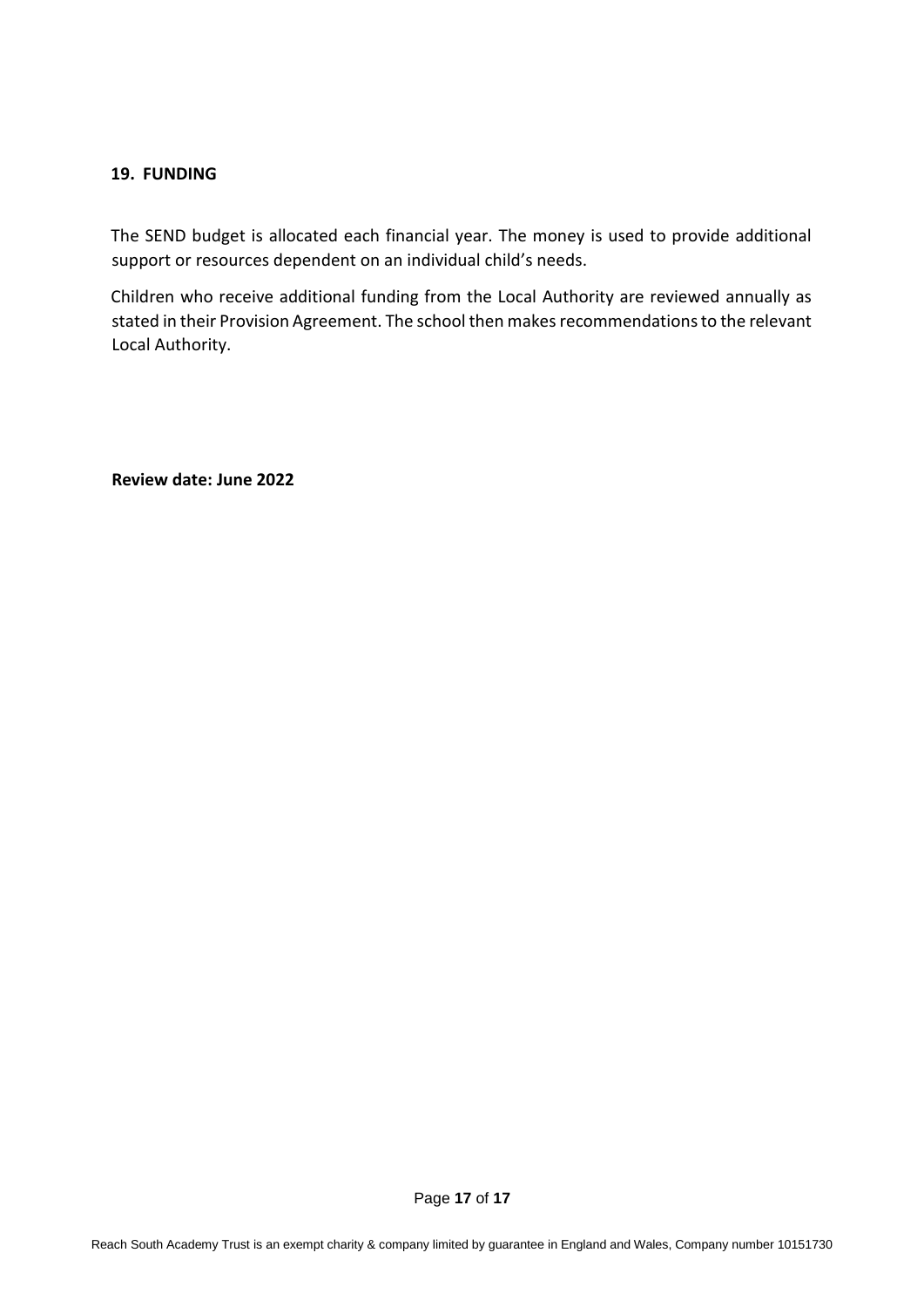## 19. FUNDING

The SEND budget is allocated each financial year. The money is used to provide additional support or resources dependent on an individual child's needs.

Children who receive additional funding from the Local Authority are reviewed annually as stated in their Provision Agreement. The school then makes recommendations to the relevant Local Authority.

**Review date: June 2022**